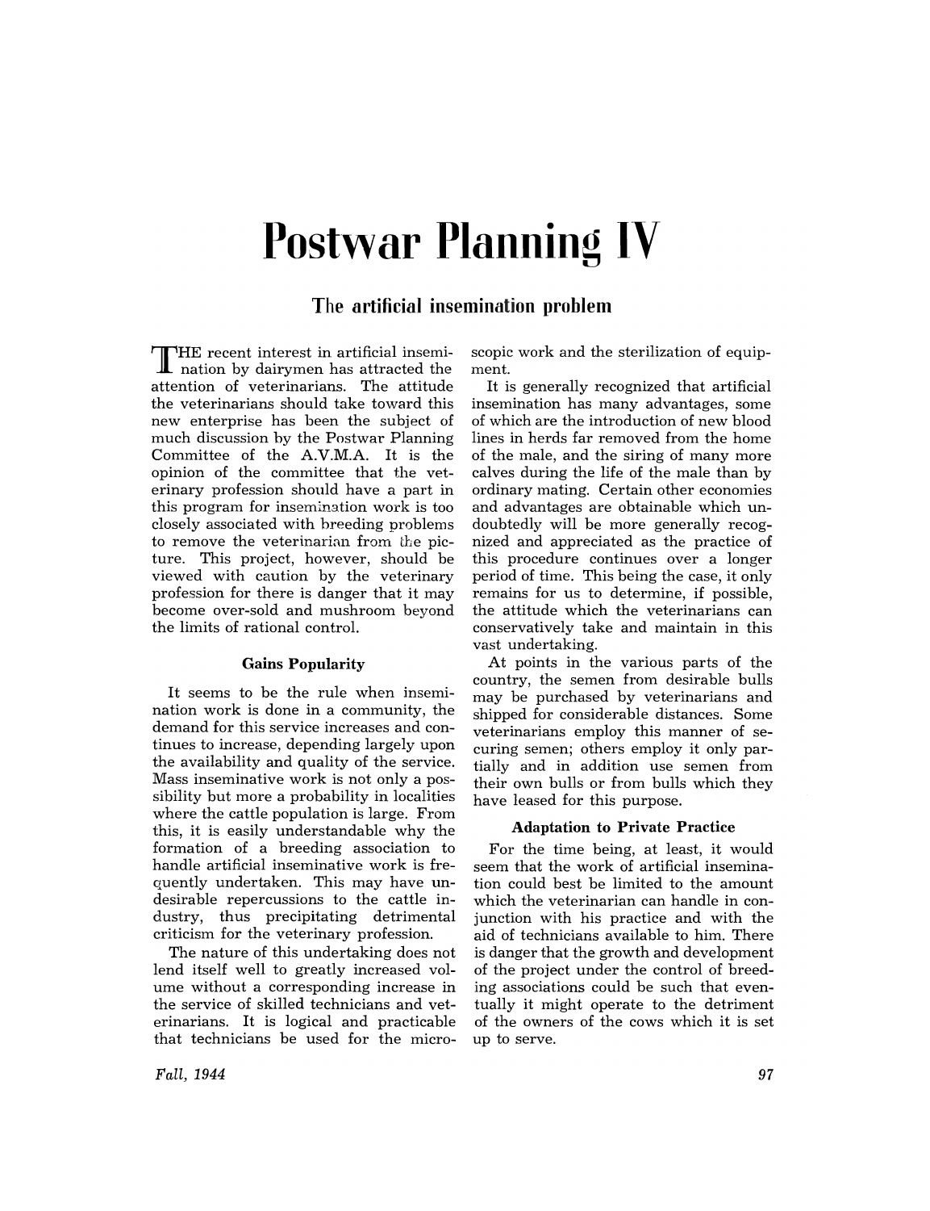# Postwar Planning IV

## The artificial insemination problem

THE recent interest in artificial insemination by dairymen has attracted the attention of veterinarians. The attitude the veterinarians should take toward this new enterprise has been the subject of much discussion by the Postwar Planning Committee of the A.V.M.A. It is the opinion of the committee that the veterinary profession should have a part in this program for insemination work is too closely associated with breeding problems to remove the veterinarian from the picture. This project, however, should be viewed with caution by the veterinary profession for there is danger that it may become over-sold and mushroom beyond the limits of rational control.

### Gains Popularity

It seems to be the rule when insemination work is done in a community, the demand for this service increases and continues to increase, depending largely upon the availability and quality of the service. Mass inseminative work is not only a possibility but more a probability in localities where the cattle population is large. From this, it is easily understandable why the formation of a breeding association to handle artificial inseminative work is frequently undertaken. This may have undesirable repercussions to the cattle industry, thus precipitating detrimental criticism for the veterinary profession.

The nature of this undertaking does not lend itself well to greatly increased volume without a corresponding increase in the service of skilled technicians and veterinarians. It is logical and practicable that technicians be used for the microscopic work and the sterilization of equipment.

It is generally recognized that artificial insemination has many advantages, some of which are the introduction of new blood lines in herds far removed from the home of the male, and the siring of many more calves during the life of the male than by ordinary mating. Certain other economies and advantages are obtainable which undoubtedly will be more generally recognized and appreciated as the practice of this procedure continues over a longer period of time. This being the case, it only remains for us to determine, if possible, the attitude which the veterinarians can conservatively take and maintain in this vast undertaking.

At points in the various parts of the country, the semen from desirable bulls may be purchased by veterinarians and shipped for considerable distances. Some veterinarians employ this manner of securing semen; others employ it only partially and in addition use semen from their own bulls or from bulls which they have leased for this purpose.

### Adaptation to Private Practice

For the time being, at least, it would seem that the work of artificial insemination could best be limited to the amount which the veterinarian can handle in conjunction with his practice and with the aid of technicians available to him. There is danger that the growth and development of the project under the control of breeding associations could be such that eventually it might operate to the detriment of the owners of the cows which it is set up to serve.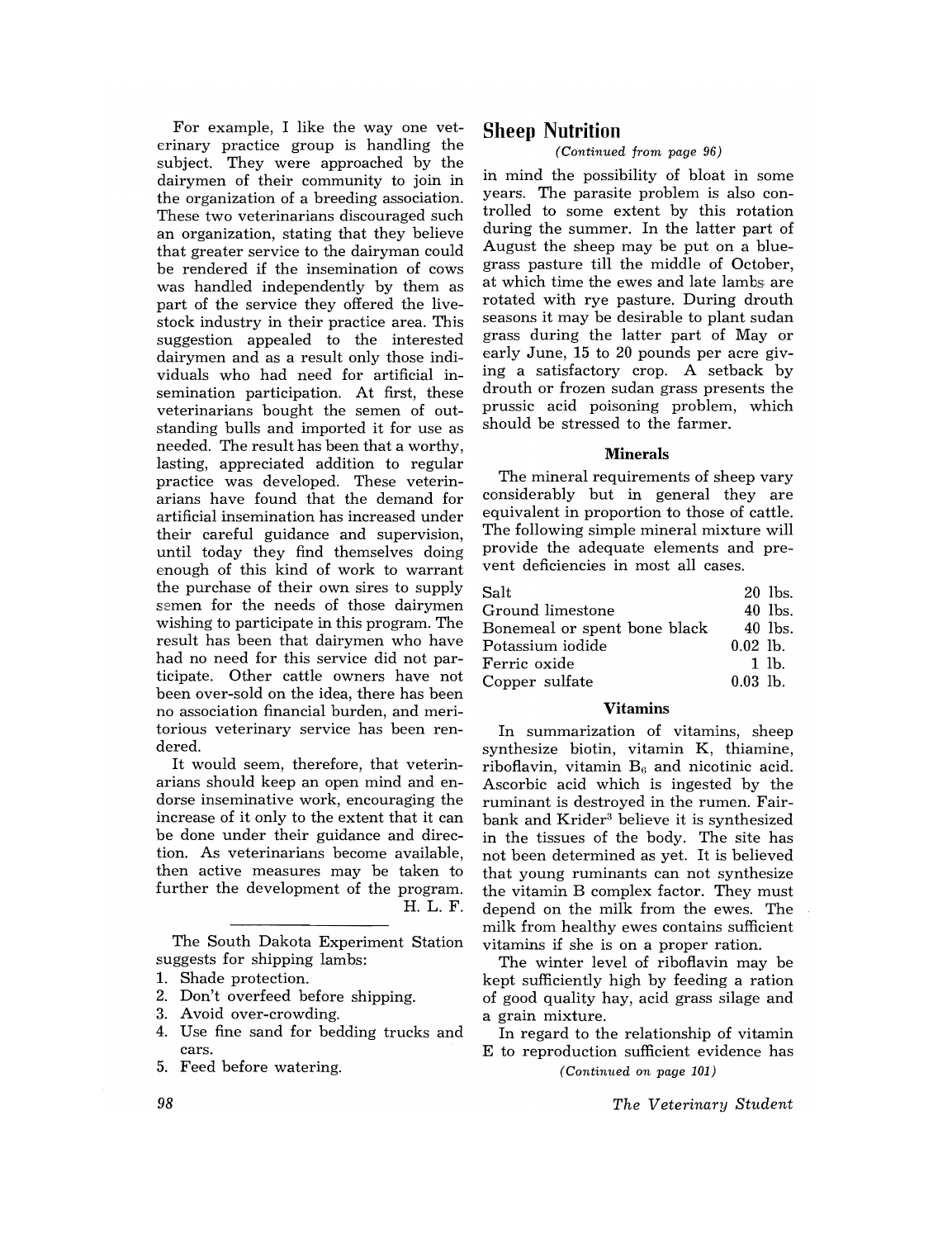For example, I like the way one veterinary practice group is handling the subject. They were approached by the dairymen of their community to join in the organization of a breeding association. These two veterinarians discouraged such an organization, stating that they believe that greater service to the dairyman could be rendered if the insemination of cows was handled independently by them as part of the service they offered the livestock industry in their practice area. This suggestion appealed to the interested dairymen and as a result only those individuals who had need for artificial insemination participation. At first, these veterinarians bought the semen of outstanding bulls and imported it for use as needed. The result has been that a worthy, lasting, appreciated addition to regular practice was developed. These veterinarians have found that the demand for artificial insemination has increased under their careful guidance and supervision, until today they find themselves doing enough of this kind of work to warrant the purchase of their own sires to supply semen for the needs of those dairymen wishing to participate in this program. The result has been that dairymen who have had no need for this service did not participate. Other cattle owners have not been over-sold on the idea, there has been no association financial burden, and meritorious veterinary service has been rendered.

It would seem, therefore, that veterinarians should keep an open mind and endorse inseminative work, encouraging the increase of it only to the extent that it can be done under their guidance and direction. As veterinarians become available, then active measures may be taken to further the development of the program.

H. L. F.

---

The South Dakota Experiment Station suggests for shipping lambs:

1. Shade protection.
2. Don't overfeed before shipping.
3. Avoid over-crowding.
4. Use fine sand for bedding trucks and cars.
5. Feed before watering.

## Sheep Nutrition

*(Continued from page 96)*

in mind the possibility of bloat in some years. The parasite problem is also controlled to some extent by this rotation during the summer. In the latter part of August the sheep may be put on a bluegrass pasture till the middle of October, at which time the ewes and late lambs are rotated with rye pasture. During drouth seasons it may be desirable to plant sudan grass during the latter part of May or early June, 15 to 20 pounds per acre giving a satisfactory crop. A setback by drouth or frozen sudan grass presents the prussic acid poisoning problem, which should be stressed to the farmer.

### Minerals

The mineral requirements of sheep vary considerably but in general they are equivalent in proportion to those of cattle. The following simple mineral mixture will provide the adequate elements and prevent deficiencies in most all cases.

| | |
|---|---|
| Salt | 20 lbs. |
| Ground limestone | 40 lbs. |
| Bonemeal or spent bone black | 40 lbs. |
| Potassium iodide | 0.02 lb. |
| Ferric oxide | 1 lb. |
| Copper sulfate | 0.03 lb. |

### Vitamins

In summarization of vitamins, sheep synthesize biotin, vitamin K, thiamine, riboflavin, vitamin $B_6$ and nicotinic acid. Ascorbic acid which is ingested by the ruminant is destroyed in the rumen. Fairbank and Krider[3] believe it is synthesized in the tissues of the body. The site has not been determined as yet. It is believed that young ruminants can not synthesize the vitamin B complex factor. They must depend on the milk from the ewes. The milk from healthy ewes contains sufficient vitamins if she is on a proper ration.

The winter level of riboflavin may be kept sufficiently high by feeding a ration of good quality hay, acid grass silage and a grain mixture.

In regard to the relationship of vitamin E to reproduction sufficient evidence has

*(Continued on page 101)*